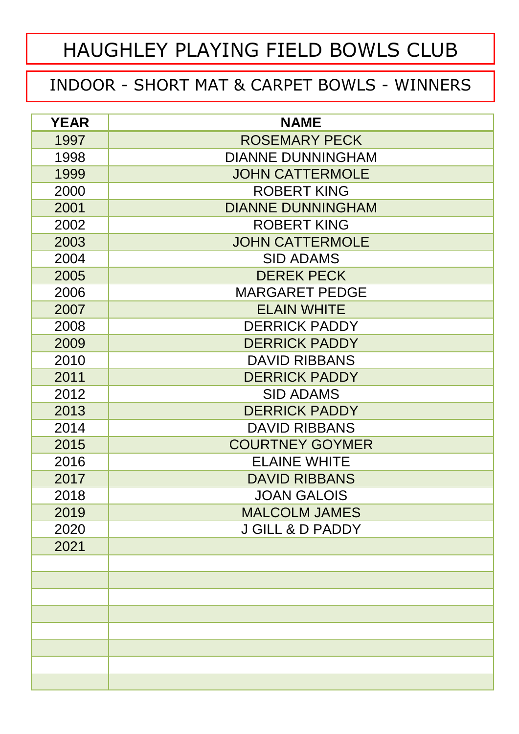# HAUGHLEY PLAYING FIELD BOWLS CLUB

## INDOOR - SHORT MAT & CARPET BOWLS - WINNERS

| YEAR | NAME |
|---|---|
| 1997 | ROSEMARY PECK |
| 1998 | DIANNE DUNNINGHAM |
| 1999 | JOHN CATTERMOLE |
| 2000 | ROBERT KING |
| 2001 | DIANNE DUNNINGHAM |
| 2002 | ROBERT KING |
| 2003 | JOHN CATTERMOLE |
| 2004 | SID ADAMS |
| 2005 | DEREK PECK |
| 2006 | MARGARET PEDGE |
| 2007 | ELAIN WHITE |
| 2008 | DERRICK PADDY |
| 2009 | DERRICK PADDY |
| 2010 | DAVID RIBBANS |
| 2011 | DERRICK PADDY |
| 2012 | SID ADAMS |
| 2013 | DERRICK PADDY |
| 2014 | DAVID RIBBANS |
| 2015 | COURTNEY GOYMER |
| 2016 | ELAINE WHITE |
| 2017 | DAVID RIBBANS |
| 2018 | JOAN GALOIS |
| 2019 | MALCOLM JAMES |
| 2020 | J GILL & D PADDY |
| 2021 | |
| | |
| | |
| | |
| | |
| | |
| | |
| | |
| | |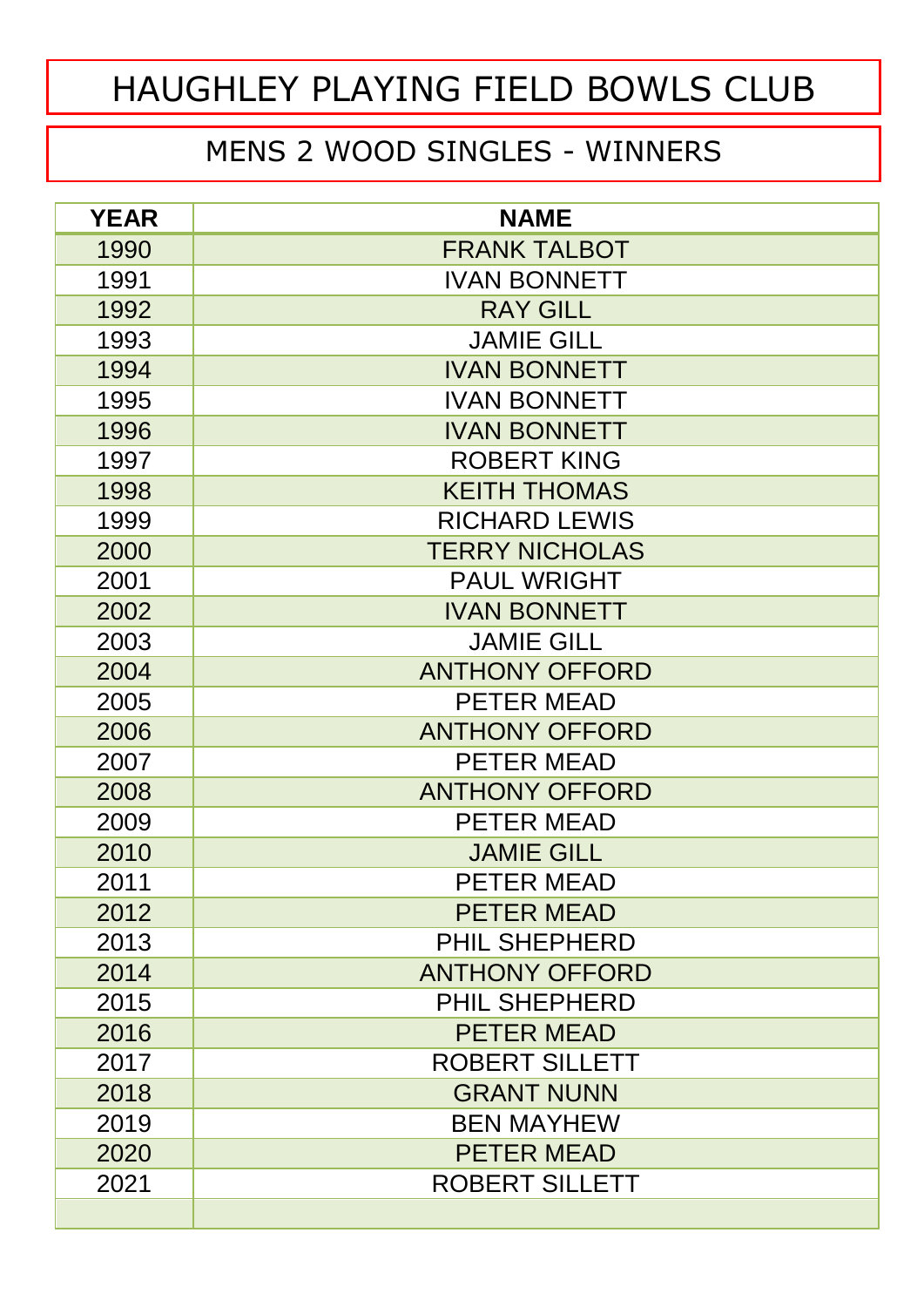# HAUGHLEY PLAYING FIELD BOWLS CLUB

## MENS 2 WOOD SINGLES - WINNERS

| YEAR | NAME |
|---|---|
| 1990 | FRANK TALBOT |
| 1991 | IVAN BONNETT |
| 1992 | RAY GILL |
| 1993 | JAMIE GILL |
| 1994 | IVAN BONNETT |
| 1995 | IVAN BONNETT |
| 1996 | IVAN BONNETT |
| 1997 | ROBERT KING |
| 1998 | KEITH THOMAS |
| 1999 | RICHARD LEWIS |
| 2000 | TERRY NICHOLAS |
| 2001 | PAUL WRIGHT |
| 2002 | IVAN BONNETT |
| 2003 | JAMIE GILL |
| 2004 | ANTHONY OFFORD |
| 2005 | PETER MEAD |
| 2006 | ANTHONY OFFORD |
| 2007 | PETER MEAD |
| 2008 | ANTHONY OFFORD |
| 2009 | PETER MEAD |
| 2010 | JAMIE GILL |
| 2011 | PETER MEAD |
| 2012 | PETER MEAD |
| 2013 | PHIL SHEPHERD |
| 2014 | ANTHONY OFFORD |
| 2015 | PHIL SHEPHERD |
| 2016 | PETER MEAD |
| 2017 | ROBERT SILLETT |
| 2018 | GRANT NUNN |
| 2019 | BEN MAYHEW |
| 2020 | PETER MEAD |
| 2021 | ROBERT SILLETT |
| | |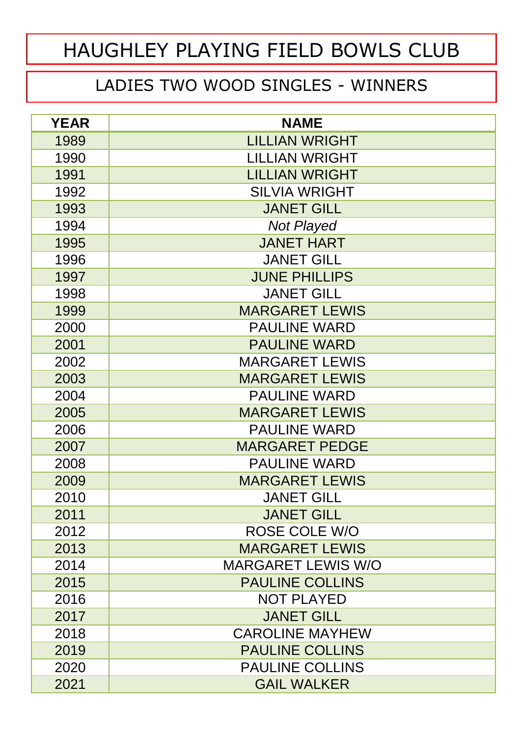# HAUGHLEY PLAYING FIELD BOWLS CLUB

## LADIES TWO WOOD SINGLES - WINNERS

| YEAR | NAME |
|---|---|
| 1989 | LILLIAN WRIGHT |
| 1990 | LILLIAN WRIGHT |
| 1991 | LILLIAN WRIGHT |
| 1992 | SILVIA WRIGHT |
| 1993 | JANET GILL |
| 1994 | *Not Played* |
| 1995 | JANET HART |
| 1996 | JANET GILL |
| 1997 | JUNE PHILLIPS |
| 1998 | JANET GILL |
| 1999 | MARGARET LEWIS |
| 2000 | PAULINE WARD |
| 2001 | PAULINE WARD |
| 2002 | MARGARET LEWIS |
| 2003 | MARGARET LEWIS |
| 2004 | PAULINE WARD |
| 2005 | MARGARET LEWIS |
| 2006 | PAULINE WARD |
| 2007 | MARGARET PEDGE |
| 2008 | PAULINE WARD |
| 2009 | MARGARET LEWIS |
| 2010 | JANET GILL |
| 2011 | JANET GILL |
| 2012 | ROSE COLE W/O |
| 2013 | MARGARET LEWIS |
| 2014 | MARGARET LEWIS W/O |
| 2015 | PAULINE COLLINS |
| 2016 | NOT PLAYED |
| 2017 | JANET GILL |
| 2018 | CAROLINE MAYHEW |
| 2019 | PAULINE COLLINS |
| 2020 | PAULINE COLLINS |
| 2021 | GAIL WALKER |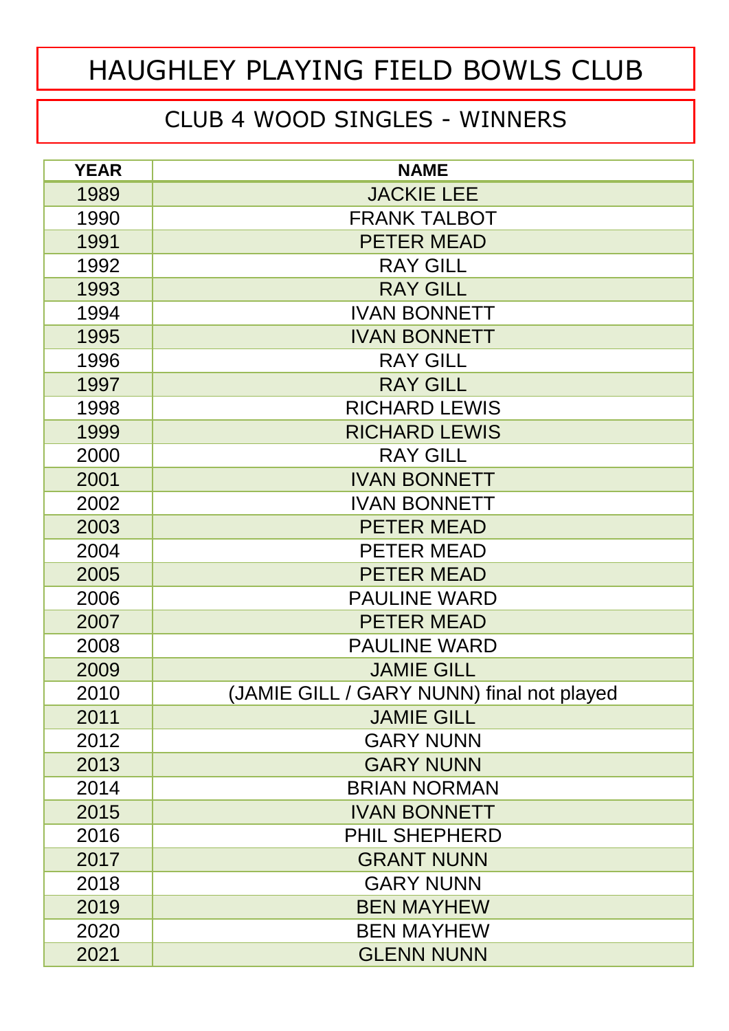# HAUGHLEY PLAYING FIELD BOWLS CLUB

## CLUB 4 WOOD SINGLES - WINNERS

| YEAR | NAME |
|---|---|
| 1989 | JACKIE LEE |
| 1990 | FRANK TALBOT |
| 1991 | PETER MEAD |
| 1992 | RAY GILL |
| 1993 | RAY GILL |
| 1994 | IVAN BONNETT |
| 1995 | IVAN BONNETT |
| 1996 | RAY GILL |
| 1997 | RAY GILL |
| 1998 | RICHARD LEWIS |
| 1999 | RICHARD LEWIS |
| 2000 | RAY GILL |
| 2001 | IVAN BONNETT |
| 2002 | IVAN BONNETT |
| 2003 | PETER MEAD |
| 2004 | PETER MEAD |
| 2005 | PETER MEAD |
| 2006 | PAULINE WARD |
| 2007 | PETER MEAD |
| 2008 | PAULINE WARD |
| 2009 | JAMIE GILL |
| 2010 | (JAMIE GILL / GARY NUNN) final not played |
| 2011 | JAMIE GILL |
| 2012 | GARY NUNN |
| 2013 | GARY NUNN |
| 2014 | BRIAN NORMAN |
| 2015 | IVAN BONNETT |
| 2016 | PHIL SHEPHERD |
| 2017 | GRANT NUNN |
| 2018 | GARY NUNN |
| 2019 | BEN MAYHEW |
| 2020 | BEN MAYHEW |
| 2021 | GLENN NUNN |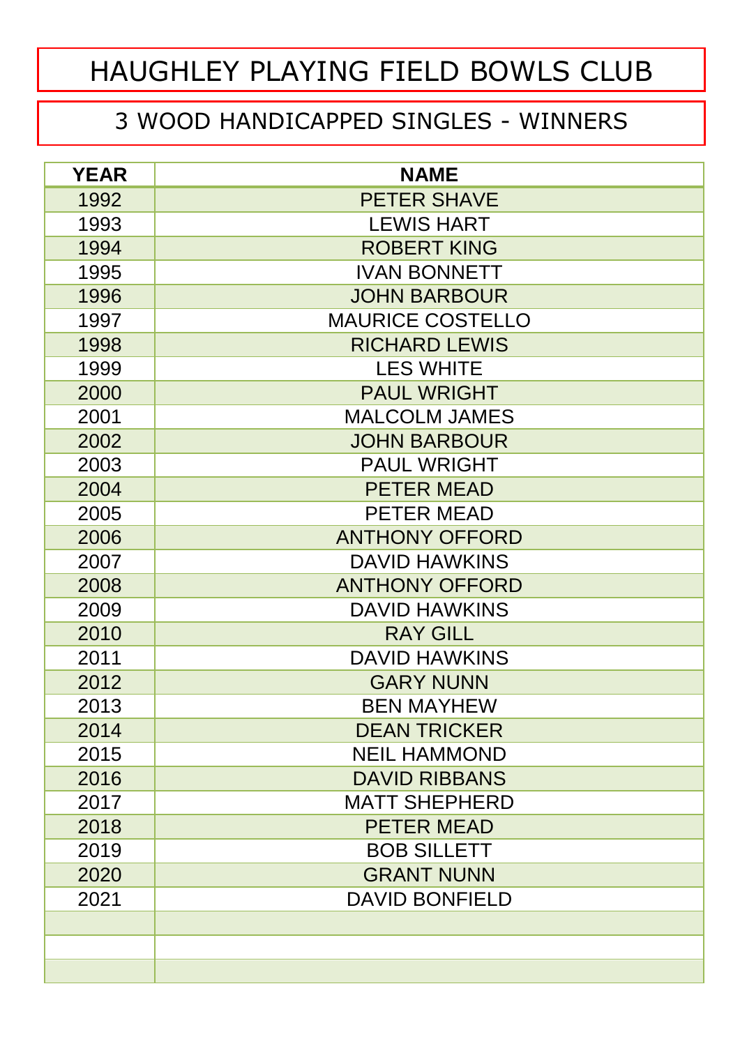# HAUGHLEY PLAYING FIELD BOWLS CLUB

## 3 WOOD HANDICAPPED SINGLES - WINNERS

| YEAR | NAME |
|---|---|
| 1992 | PETER SHAVE |
| 1993 | LEWIS HART |
| 1994 | ROBERT KING |
| 1995 | IVAN BONNETT |
| 1996 | JOHN BARBOUR |
| 1997 | MAURICE COSTELLO |
| 1998 | RICHARD LEWIS |
| 1999 | LES WHITE |
| 2000 | PAUL WRIGHT |
| 2001 | MALCOLM JAMES |
| 2002 | JOHN BARBOUR |
| 2003 | PAUL WRIGHT |
| 2004 | PETER MEAD |
| 2005 | PETER MEAD |
| 2006 | ANTHONY OFFORD |
| 2007 | DAVID HAWKINS |
| 2008 | ANTHONY OFFORD |
| 2009 | DAVID HAWKINS |
| 2010 | RAY GILL |
| 2011 | DAVID HAWKINS |
| 2012 | GARY NUNN |
| 2013 | BEN MAYHEW |
| 2014 | DEAN TRICKER |
| 2015 | NEIL HAMMOND |
| 2016 | DAVID RIBBANS |
| 2017 | MATT SHEPHERD |
| 2018 | PETER MEAD |
| 2019 | BOB SILLETT |
| 2020 | GRANT NUNN |
| 2021 | DAVID BONFIELD |
| | |
| | |
| | |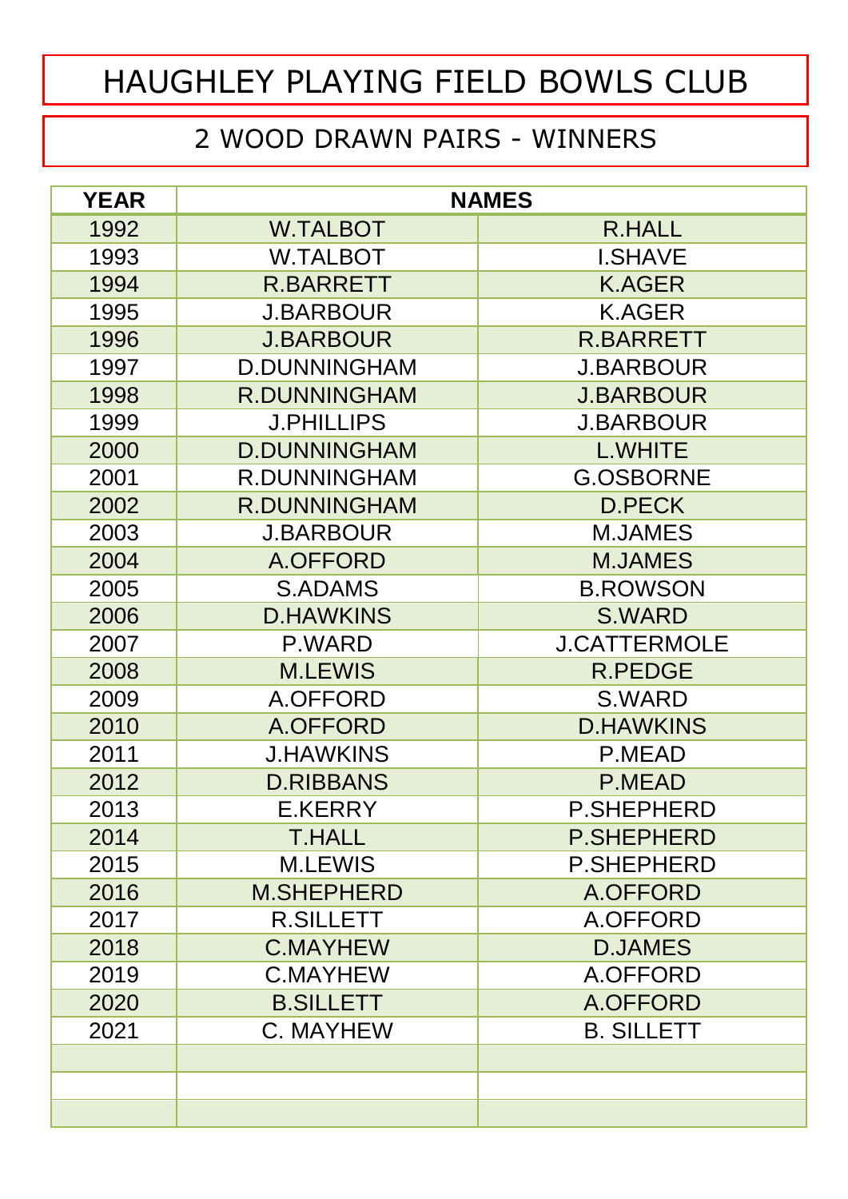# HAUGHLEY PLAYING FIELD BOWLS CLUB

## 2 WOOD DRAWN PAIRS - WINNERS

| YEAR | NAMES | |
|---|---|---|
| 1992 | W.TALBOT | R.HALL |
| 1993 | W.TALBOT | I.SHAVE |
| 1994 | R.BARRETT | K.AGER |
| 1995 | J.BARBOUR | K.AGER |
| 1996 | J.BARBOUR | R.BARRETT |
| 1997 | D.DUNNINGHAM | J.BARBOUR |
| 1998 | R.DUNNINGHAM | J.BARBOUR |
| 1999 | J.PHILLIPS | J.BARBOUR |
| 2000 | D.DUNNINGHAM | L.WHITE |
| 2001 | R.DUNNINGHAM | G.OSBORNE |
| 2002 | R.DUNNINGHAM | D.PECK |
| 2003 | J.BARBOUR | M.JAMES |
| 2004 | A.OFFORD | M.JAMES |
| 2005 | S.ADAMS | B.ROWSON |
| 2006 | D.HAWKINS | S.WARD |
| 2007 | P.WARD | J.CATTERMOLE |
| 2008 | M.LEWIS | R.PEDGE |
| 2009 | A.OFFORD | S.WARD |
| 2010 | A.OFFORD | D.HAWKINS |
| 2011 | J.HAWKINS | P.MEAD |
| 2012 | D.RIBBANS | P.MEAD |
| 2013 | E.KERRY | P.SHEPHERD |
| 2014 | T.HALL | P.SHEPHERD |
| 2015 | M.LEWIS | P.SHEPHERD |
| 2016 | M.SHEPHERD | A.OFFORD |
| 2017 | R.SILLETT | A.OFFORD |
| 2018 | C.MAYHEW | D.JAMES |
| 2019 | C.MAYHEW | A.OFFORD |
| 2020 | B.SILLETT | A.OFFORD |
| 2021 | C. MAYHEW | B. SILLETT |
| | | |
| | | |
| | | |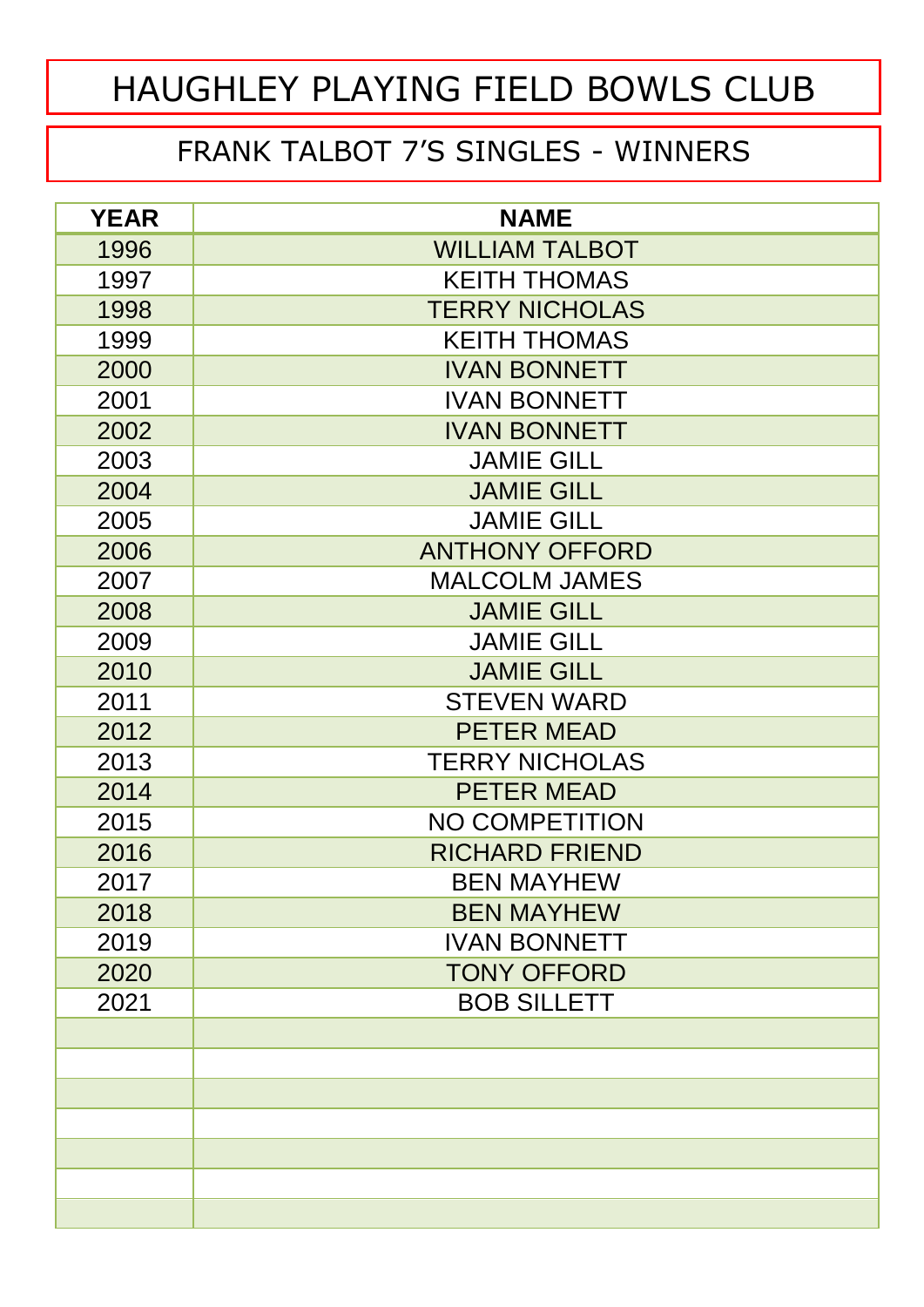# HAUGHLEY PLAYING FIELD BOWLS CLUB

## FRANK TALBOT 7'S SINGLES - WINNERS

| YEAR | NAME |
|---|---|
| 1996 | WILLIAM TALBOT |
| 1997 | KEITH THOMAS |
| 1998 | TERRY NICHOLAS |
| 1999 | KEITH THOMAS |
| 2000 | IVAN BONNETT |
| 2001 | IVAN BONNETT |
| 2002 | IVAN BONNETT |
| 2003 | JAMIE GILL |
| 2004 | JAMIE GILL |
| 2005 | JAMIE GILL |
| 2006 | ANTHONY OFFORD |
| 2007 | MALCOLM JAMES |
| 2008 | JAMIE GILL |
| 2009 | JAMIE GILL |
| 2010 | JAMIE GILL |
| 2011 | STEVEN WARD |
| 2012 | PETER MEAD |
| 2013 | TERRY NICHOLAS |
| 2014 | PETER MEAD |
| 2015 | NO COMPETITION |
| 2016 | RICHARD FRIEND |
| 2017 | BEN MAYHEW |
| 2018 | BEN MAYHEW |
| 2019 | IVAN BONNETT |
| 2020 | TONY OFFORD |
| 2021 | BOB SILLETT |
| | |
| | |
| | |
| | |
| | |
| | |
| | |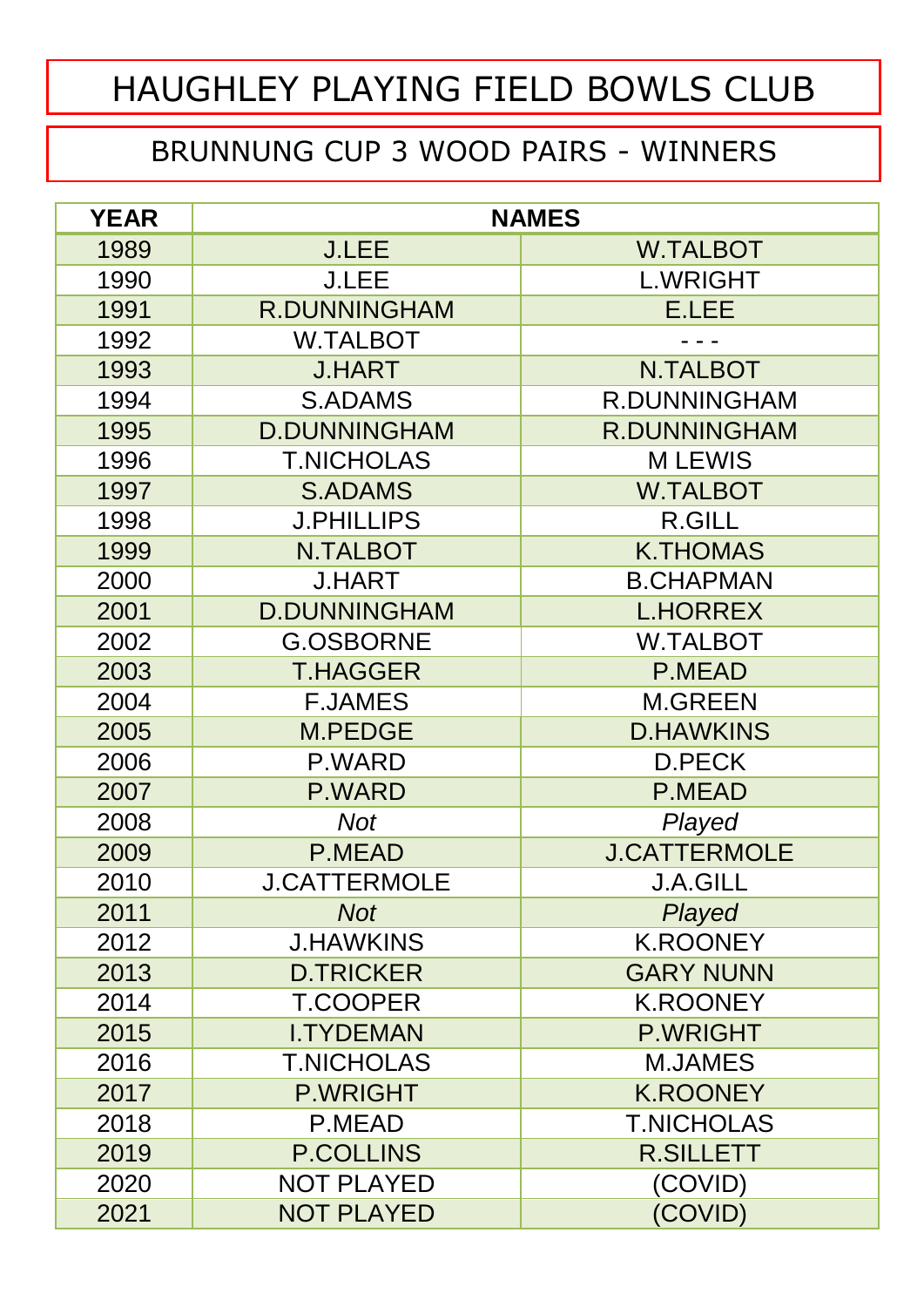# HAUGHLEY PLAYING FIELD BOWLS CLUB

## BRUNNUNG CUP 3 WOOD PAIRS - WINNERS

| YEAR | NAMES | |
|---|---|---|
| 1989 | J.LEE | W.TALBOT |
| 1990 | J.LEE | L.WRIGHT |
| 1991 | R.DUNNINGHAM | E.LEE |
| 1992 | W.TALBOT | - - - |
| 1993 | J.HART | N.TALBOT |
| 1994 | S.ADAMS | R.DUNNINGHAM |
| 1995 | D.DUNNINGHAM | R.DUNNINGHAM |
| 1996 | T.NICHOLAS | M LEWIS |
| 1997 | S.ADAMS | W.TALBOT |
| 1998 | J.PHILLIPS | R.GILL |
| 1999 | N.TALBOT | K.THOMAS |
| 2000 | J.HART | B.CHAPMAN |
| 2001 | D.DUNNINGHAM | L.HORREX |
| 2002 | G.OSBORNE | W.TALBOT |
| 2003 | T.HAGGER | P.MEAD |
| 2004 | F.JAMES | M.GREEN |
| 2005 | M.PEDGE | D.HAWKINS |
| 2006 | P.WARD | D.PECK |
| 2007 | P.WARD | P.MEAD |
| 2008 | *Not* | *Played* |
| 2009 | P.MEAD | J.CATTERMOLE |
| 2010 | J.CATTERMOLE | J.A.GILL |
| 2011 | *Not* | *Played* |
| 2012 | J.HAWKINS | K.ROONEY |
| 2013 | D.TRICKER | GARY NUNN |
| 2014 | T.COOPER | K.ROONEY |
| 2015 | I.TYDEMAN | P.WRIGHT |
| 2016 | T.NICHOLAS | M.JAMES |
| 2017 | P.WRIGHT | K.ROONEY |
| 2018 | P.MEAD | T.NICHOLAS |
| 2019 | P.COLLINS | R.SILLETT |
| 2020 | NOT PLAYED | (COVID) |
| 2021 | NOT PLAYED | (COVID) |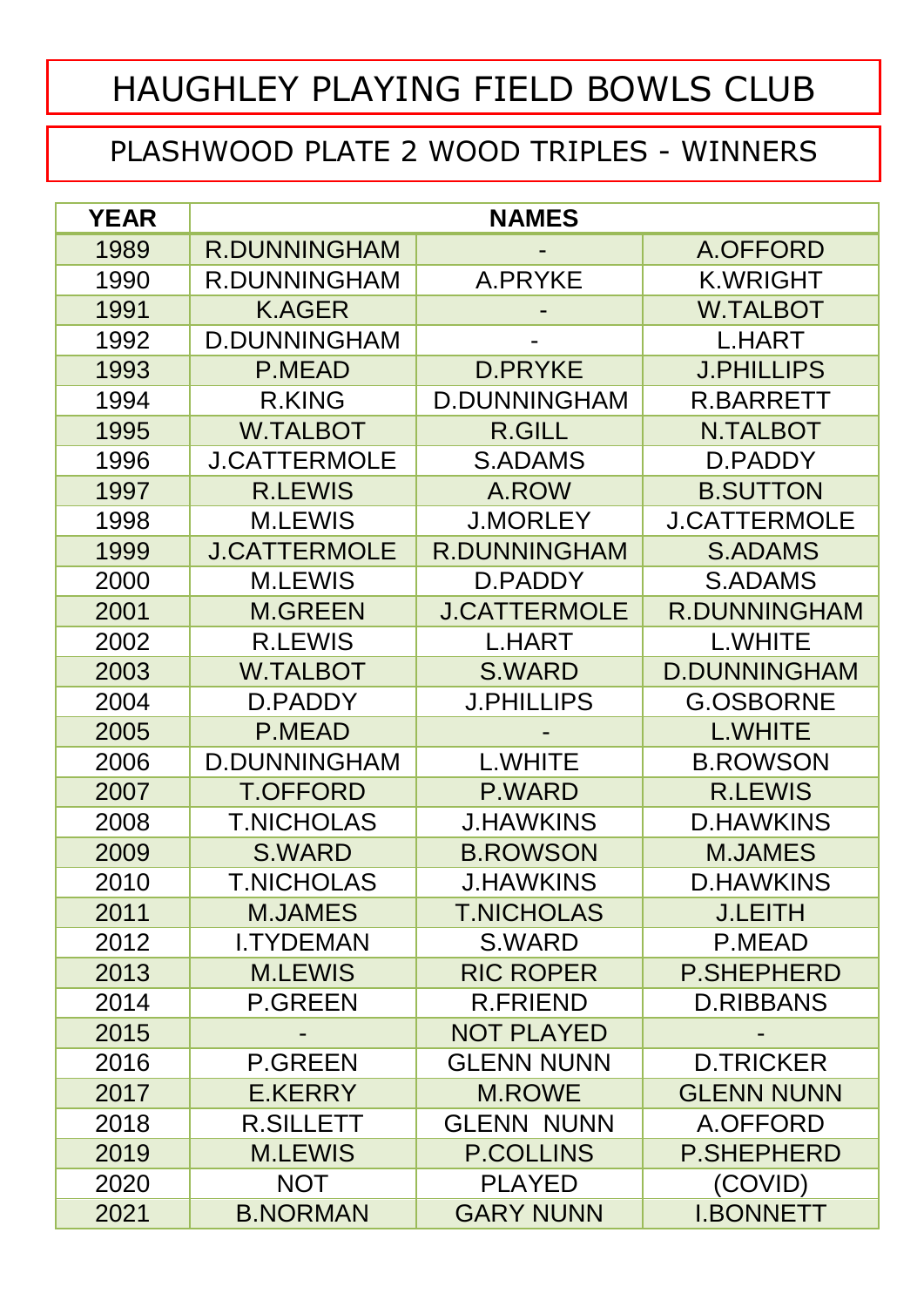# HAUGHLEY PLAYING FIELD BOWLS CLUB

## PLASHWOOD PLATE 2 WOOD TRIPLES - WINNERS

| YEAR | NAMES | | |
|---|---|---|---|
| 1989 | R.DUNNINGHAM | - | A.OFFORD |
| 1990 | R.DUNNINGHAM | A.PRYKE | K.WRIGHT |
| 1991 | K.AGER | - | W.TALBOT |
| 1992 | D.DUNNINGHAM | - | L.HART |
| 1993 | P.MEAD | D.PRYKE | J.PHILLIPS |
| 1994 | R.KING | D.DUNNINGHAM | R.BARRETT |
| 1995 | W.TALBOT | R.GILL | N.TALBOT |
| 1996 | J.CATTERMOLE | S.ADAMS | D.PADDY |
| 1997 | R.LEWIS | A.ROW | B.SUTTON |
| 1998 | M.LEWIS | J.MORLEY | J.CATTERMOLE |
| 1999 | J.CATTERMOLE | R.DUNNINGHAM | S.ADAMS |
| 2000 | M.LEWIS | D.PADDY | S.ADAMS |
| 2001 | M.GREEN | J.CATTERMOLE | R.DUNNINGHAM |
| 2002 | R.LEWIS | L.HART | L.WHITE |
| 2003 | W.TALBOT | S.WARD | D.DUNNINGHAM |
| 2004 | D.PADDY | J.PHILLIPS | G.OSBORNE |
| 2005 | P.MEAD | - | L.WHITE |
| 2006 | D.DUNNINGHAM | L.WHITE | B.ROWSON |
| 2007 | T.OFFORD | P.WARD | R.LEWIS |
| 2008 | T.NICHOLAS | J.HAWKINS | D.HAWKINS |
| 2009 | S.WARD | B.ROWSON | M.JAMES |
| 2010 | T.NICHOLAS | J.HAWKINS | D.HAWKINS |
| 2011 | M.JAMES | T.NICHOLAS | J.LEITH |
| 2012 | I.TYDEMAN | S.WARD | P.MEAD |
| 2013 | M.LEWIS | RIC ROPER | P.SHEPHERD |
| 2014 | P.GREEN | R.FRIEND | D.RIBBANS |
| 2015 | - | NOT PLAYED | - |
| 2016 | P.GREEN | GLENN NUNN | D.TRICKER |
| 2017 | E.KERRY | M.ROWE | GLENN NUNN |
| 2018 | R.SILLETT | GLENN NUNN | A.OFFORD |
| 2019 | M.LEWIS | P.COLLINS | P.SHEPHERD |
| 2020 | NOT | PLAYED | (COVID) |
| 2021 | B.NORMAN | GARY NUNN | I.BONNETT |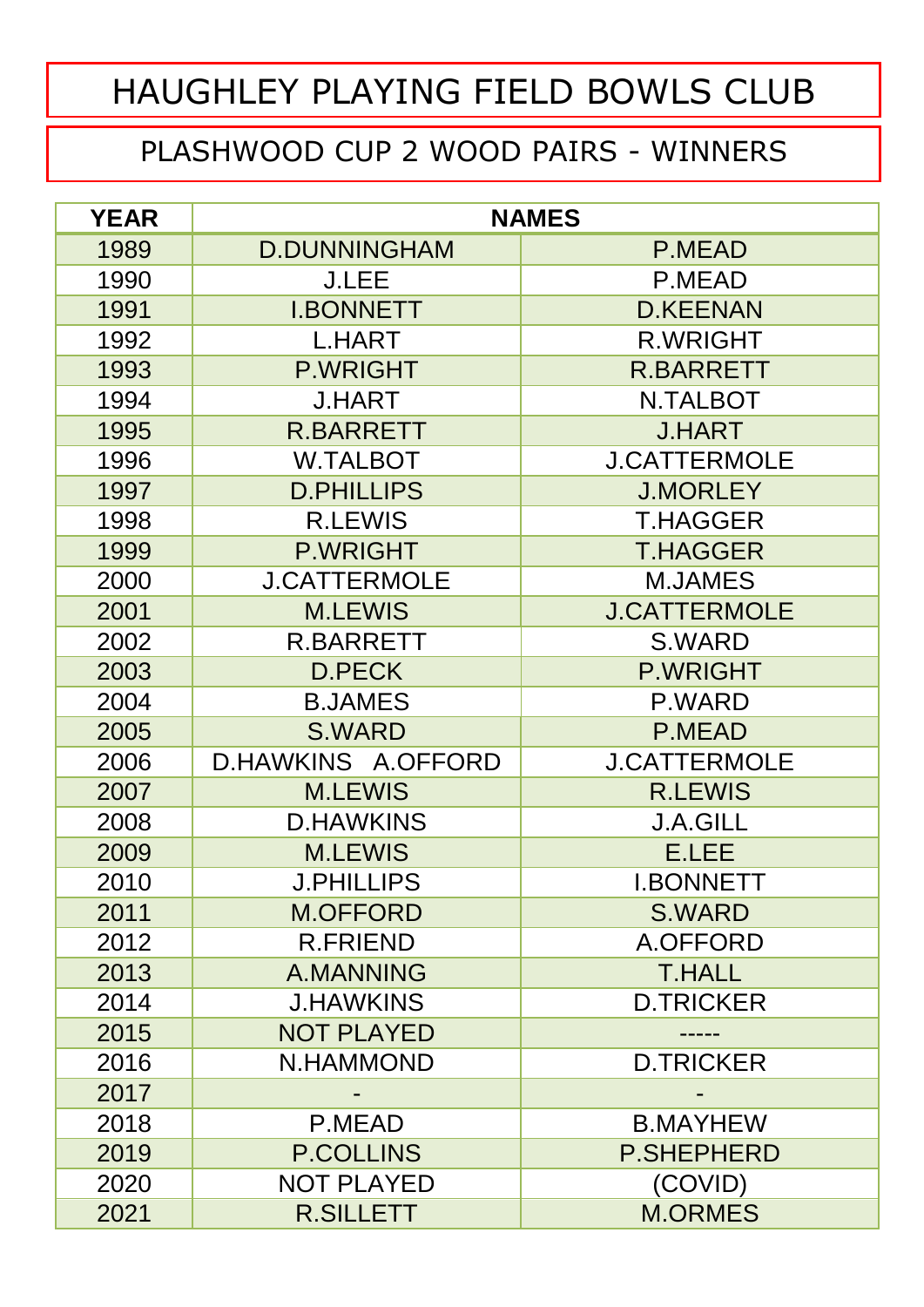# HAUGHLEY PLAYING FIELD BOWLS CLUB

## PLASHWOOD CUP 2 WOOD PAIRS - WINNERS

| YEAR | NAMES | |
|---|---|---|
| 1989 | D.DUNNINGHAM | P.MEAD |
| 1990 | J.LEE | P.MEAD |
| 1991 | I.BONNETT | D.KEENAN |
| 1992 | L.HART | R.WRIGHT |
| 1993 | P.WRIGHT | R.BARRETT |
| 1994 | J.HART | N.TALBOT |
| 1995 | R.BARRETT | J.HART |
| 1996 | W.TALBOT | J.CATTERMOLE |
| 1997 | D.PHILLIPS | J.MORLEY |
| 1998 | R.LEWIS | T.HAGGER |
| 1999 | P.WRIGHT | T.HAGGER |
| 2000 | J.CATTERMOLE | M.JAMES |
| 2001 | M.LEWIS | J.CATTERMOLE |
| 2002 | R.BARRETT | S.WARD |
| 2003 | D.PECK | P.WRIGHT |
| 2004 | B.JAMES | P.WARD |
| 2005 | S.WARD | P.MEAD |
| 2006 | D.HAWKINS A.OFFORD | J.CATTERMOLE |
| 2007 | M.LEWIS | R.LEWIS |
| 2008 | D.HAWKINS | J.A.GILL |
| 2009 | M.LEWIS | E.LEE |
| 2010 | J.PHILLIPS | I.BONNETT |
| 2011 | M.OFFORD | S.WARD |
| 2012 | R.FRIEND | A.OFFORD |
| 2013 | A.MANNING | T.HALL |
| 2014 | J.HAWKINS | D.TRICKER |
| 2015 | NOT PLAYED | ----- |
| 2016 | N.HAMMOND | D.TRICKER |
| 2017 | - | - |
| 2018 | P.MEAD | B.MAYHEW |
| 2019 | P.COLLINS | P.SHEPHERD |
| 2020 | NOT PLAYED | (COVID) |
| 2021 | R.SILLETT | M.ORMES |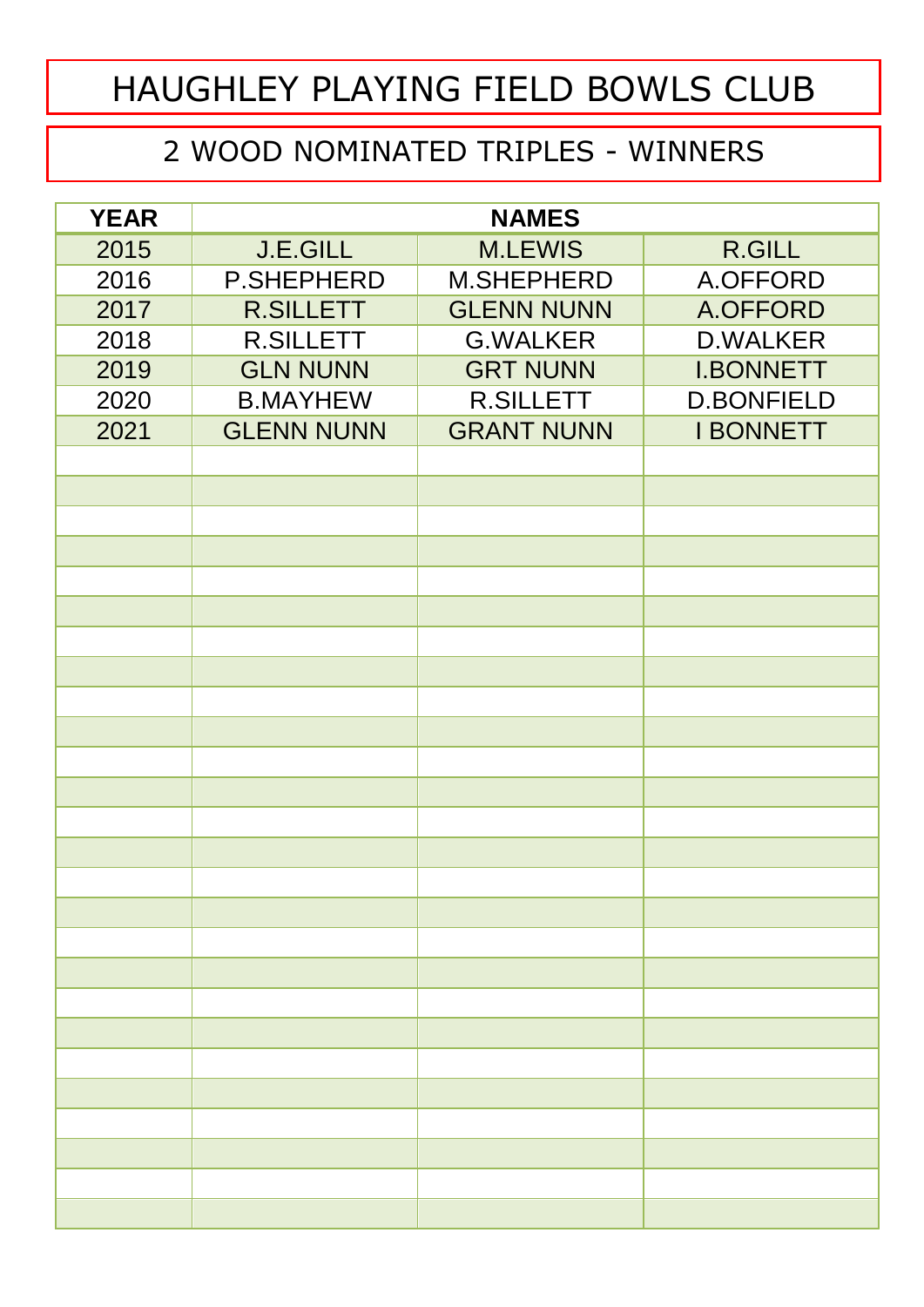# HAUGHLEY PLAYING FIELD BOWLS CLUB

## 2 WOOD NOMINATED TRIPLES - WINNERS

| YEAR | NAMES | | |
|---|---|---|---|
| 2015 | J.E.GILL | M.LEWIS | R.GILL |
| 2016 | P.SHEPHERD | M.SHEPHERD | A.OFFORD |
| 2017 | R.SILLETT | GLENN NUNN | A.OFFORD |
| 2018 | R.SILLETT | G.WALKER | D.WALKER |
| 2019 | GLN NUNN | GRT NUNN | I.BONNETT |
| 2020 | B.MAYHEW | R.SILLETT | D.BONFIELD |
| 2021 | GLENN NUNN | GRANT NUNN | I BONNETT |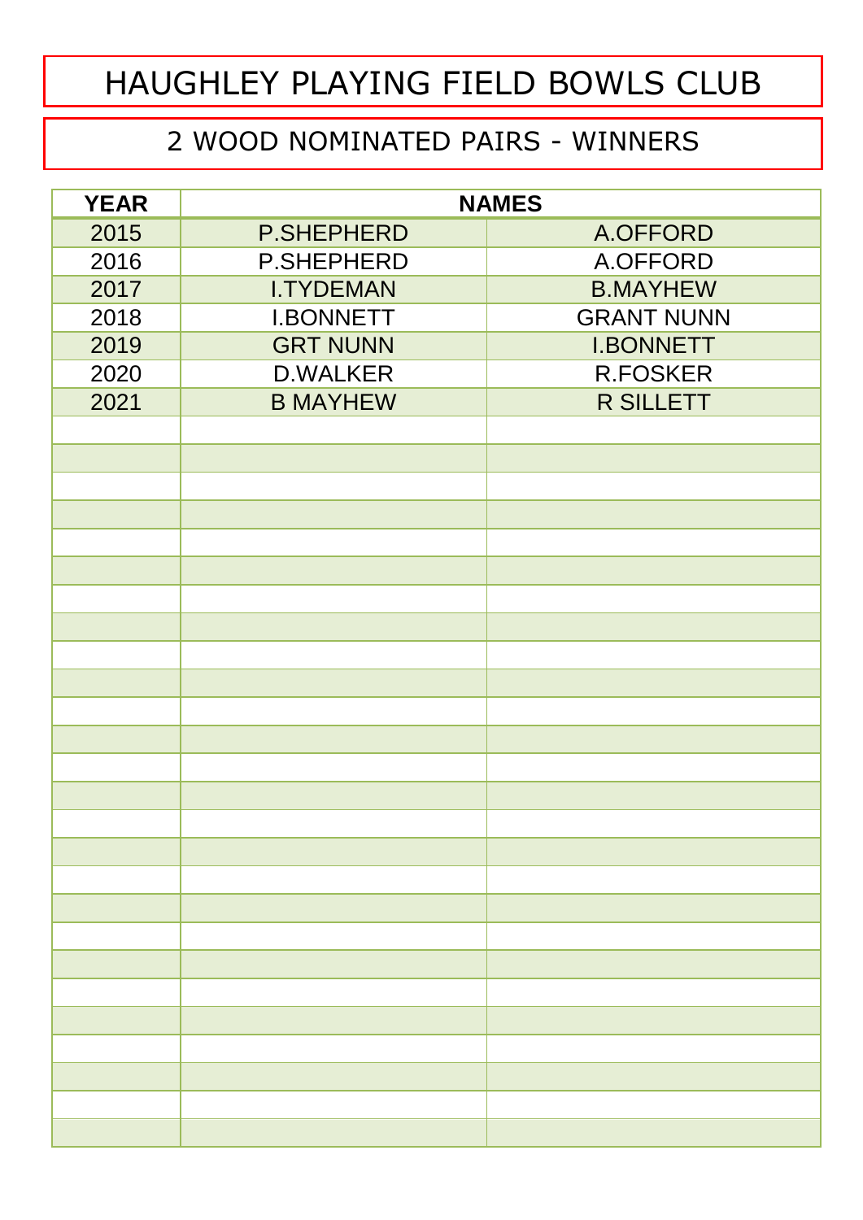# HAUGHLEY PLAYING FIELD BOWLS CLUB

## 2 WOOD NOMINATED PAIRS - WINNERS

| YEAR | NAMES | |
|---|---|---|
| 2015 | P.SHEPHERD | A.OFFORD |
| 2016 | P.SHEPHERD | A.OFFORD |
| 2017 | I.TYDEMAN | B.MAYHEW |
| 2018 | I.BONNETT | GRANT NUNN |
| 2019 | GRT NUNN | I.BONNETT |
| 2020 | D.WALKER | R.FOSKER |
| 2021 | B MAYHEW | R SILLETT |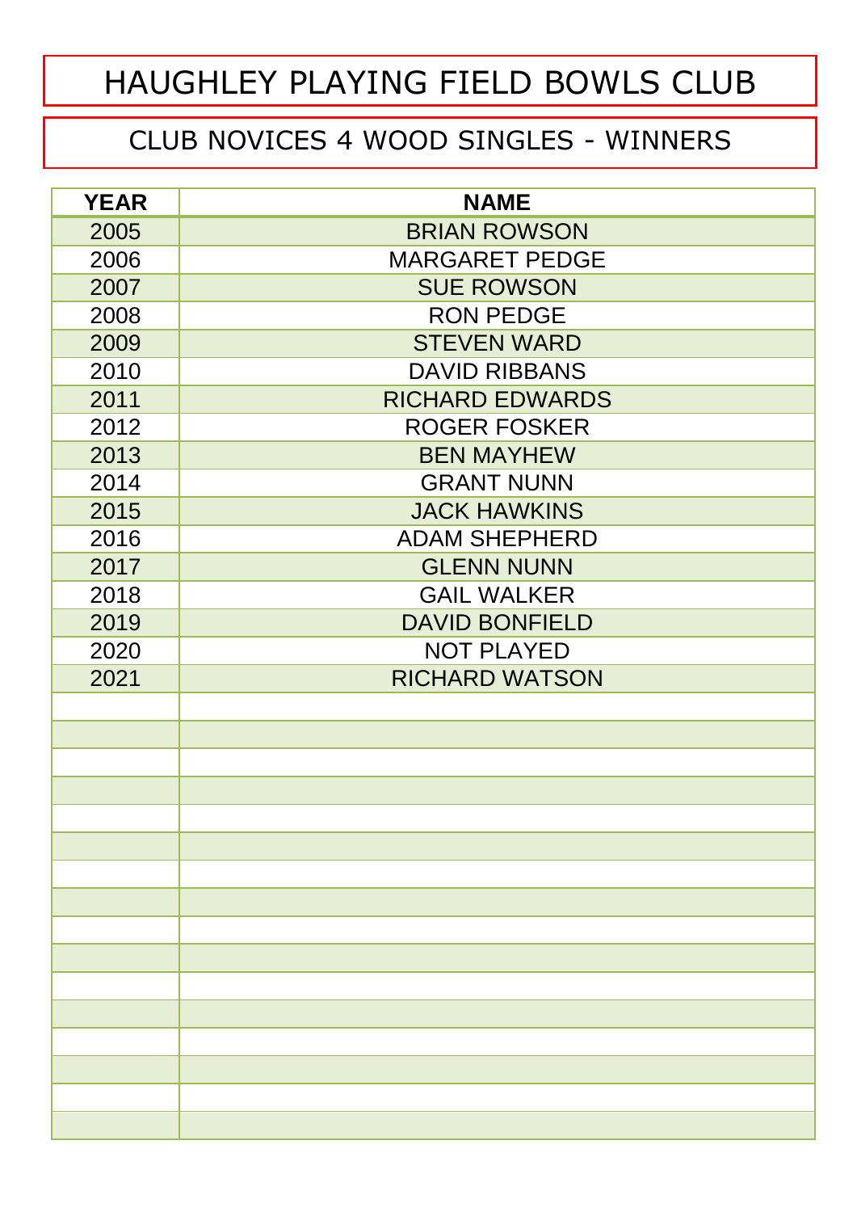# HAUGHLEY PLAYING FIELD BOWLS CLUB

## CLUB NOVICES 4 WOOD SINGLES - WINNERS

| YEAR | NAME |
|---|---|
| 2005 | BRIAN ROWSON |
| 2006 | MARGARET PEDGE |
| 2007 | SUE ROWSON |
| 2008 | RON PEDGE |
| 2009 | STEVEN WARD |
| 2010 | DAVID RIBBANS |
| 2011 | RICHARD EDWARDS |
| 2012 | ROGER FOSKER |
| 2013 | BEN MAYHEW |
| 2014 | GRANT NUNN |
| 2015 | JACK HAWKINS |
| 2016 | ADAM SHEPHERD |
| 2017 | GLENN NUNN |
| 2018 | GAIL WALKER |
| 2019 | DAVID BONFIELD |
| 2020 | NOT PLAYED |
| 2021 | RICHARD WATSON |
| | |
| | |
| | |
| | |
| | |
| | |
| | |
| | |
| | |
| | |
| | |
| | |
| | |
| | |
| | |
| | |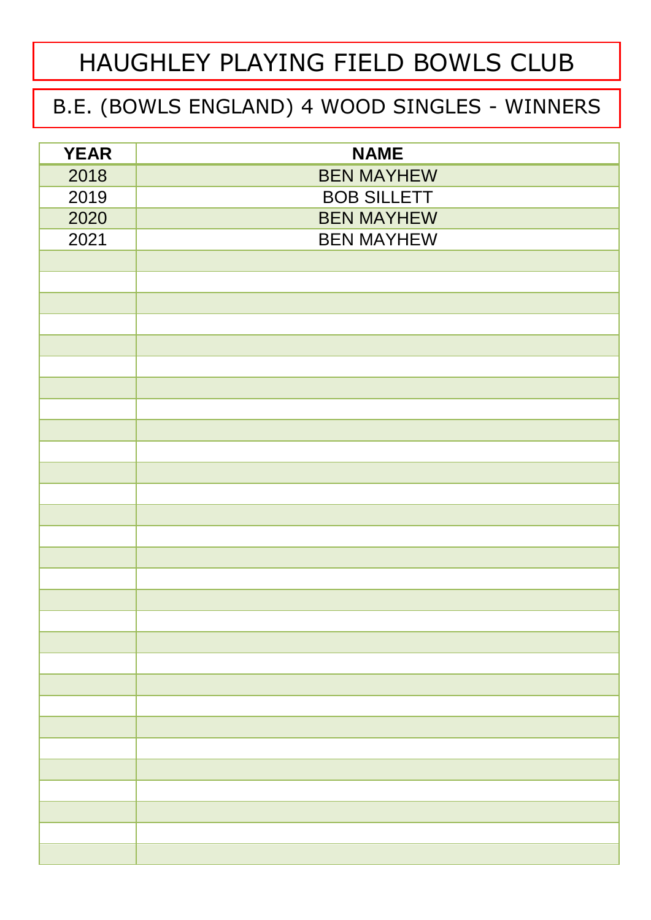# HAUGHLEY PLAYING FIELD BOWLS CLUB

## B.E. (BOWLS ENGLAND) 4 WOOD SINGLES - WINNERS

| YEAR | NAME |
|---|---|
| 2018 | BEN MAYHEW |
| 2019 | BOB SILLETT |
| 2020 | BEN MAYHEW |
| 2021 | BEN MAYHEW |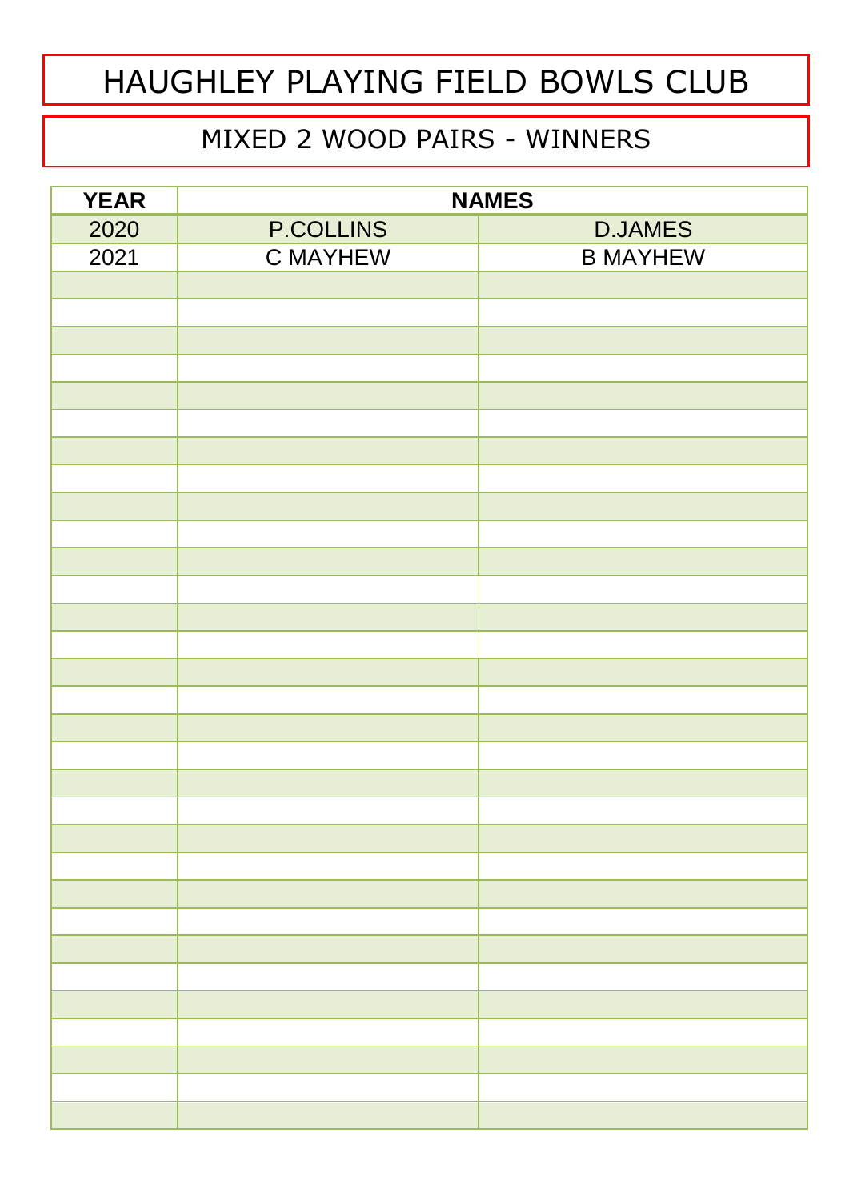# HAUGHLEY PLAYING FIELD BOWLS CLUB

## MIXED 2 WOOD PAIRS - WINNERS

| YEAR | NAMES | |
|---|---|---|
| 2020 | P.COLLINS | D.JAMES |
| 2021 | C MAYHEW | B MAYHEW |